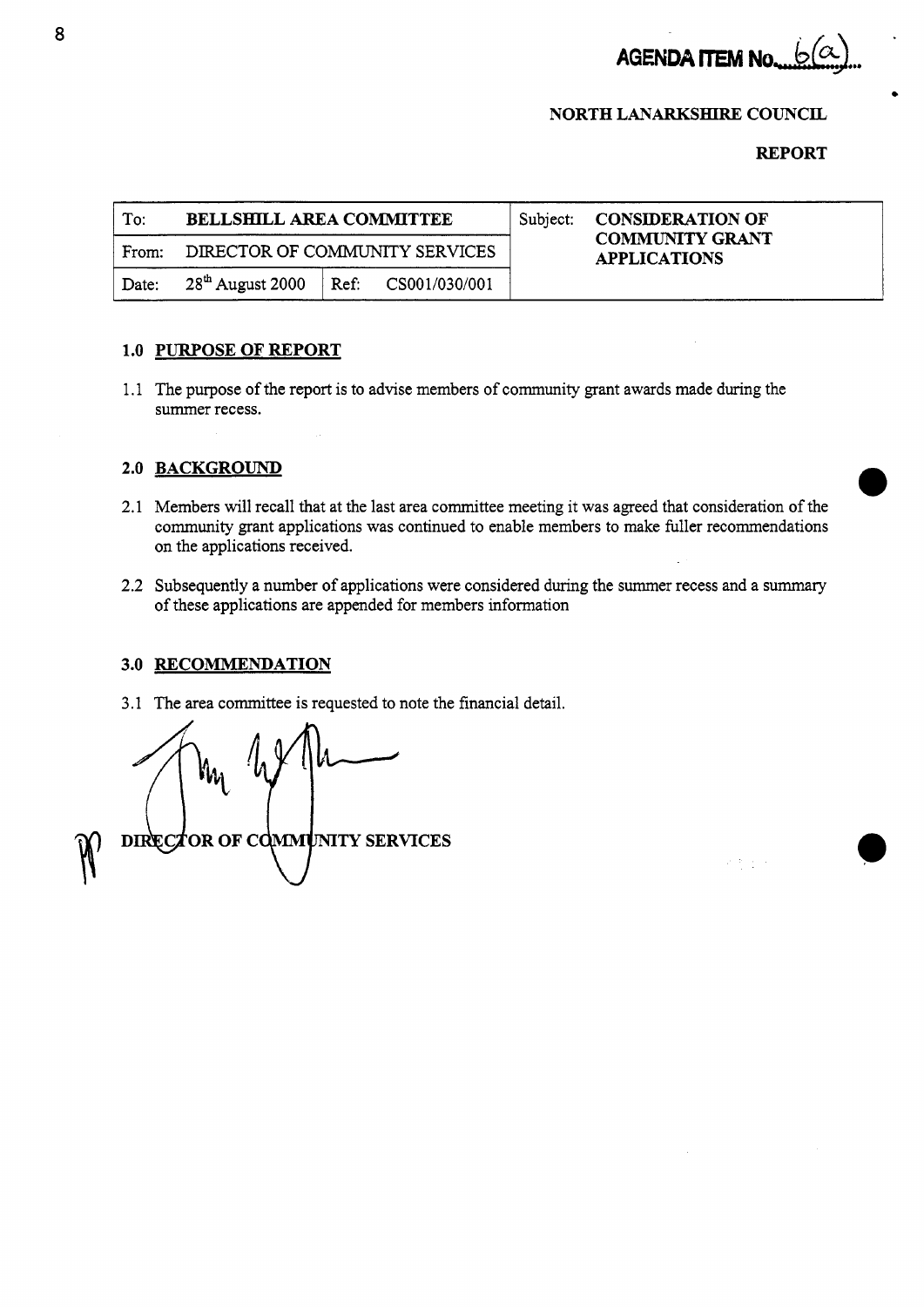**AGENDA ITEM No. 6(a)**

**NORTH LANARKSHIRE COUNCIL**

**REPORT**

| To: | **BELLSHILL AREA COMMITTEE** | | | Subject: | **CONSIDERATION OF COMMUNITY GRANT APPLICATIONS** |
|---|---|---|---|---|---|
| From: | DIRECTOR OF COMMUNITY SERVICES | | | | |
| Date: | 28th August 2000 | Ref: | CS001/030/001 | | |

## 1.0 PURPOSE OF REPORT

1.1 The purpose of the report is to advise members of community grant awards made during the summer recess.

## 2.0 BACKGROUND

2.1 Members will recall that at the last area committee meeting it was agreed that consideration of the community grant applications was continued to enable members to make fuller recommendations on the applications received.

2.2 Subsequently a number of applications were considered during the summer recess and a summary of these applications are appended for members information

## 3.0 RECOMMENDATION

3.1 The area committee is requested to note the financial detail.

**DIRECTOR OF COMMUNITY SERVICES**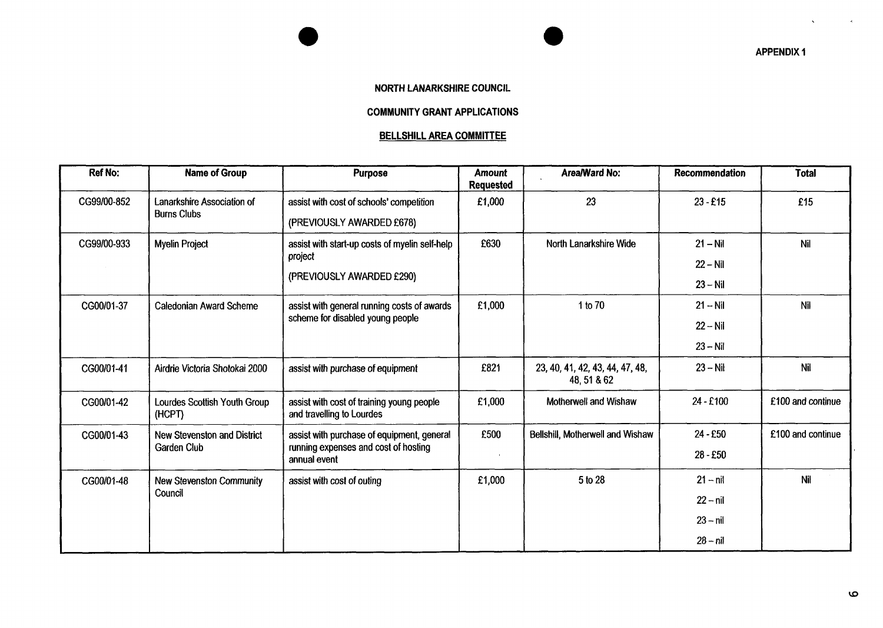APPENDIX 1

**NORTH LANARKSHIRE COUNCIL**

**COMMUNITY GRANT APPLICATIONS**

**BELLSHILL AREA COMMITTEE**

| Ref No: | Name of Group | Purpose | Amount Requested | Area/Ward No: | Recommendation | Total |
|---|---|---|---|---|---|---|
| CG99/00-852 | Lanarkshire Association of Burns Clubs | assist with cost of schools' competition (PREVIOUSLY AWARDED £678) | £1,000 | 23 | 23 - £15 | £15 |
| CG99/00-933 | Myelin Project | assist with start-up costs of myelin self-help project (PREVIOUSLY AWARDED £290) | £630 | North Lanarkshire Wide | 21 – Nil<br>22 – Nil<br>23 – Nil | Nil |
| CG00/01-37 | Caledonian Award Scheme | assist with general running costs of awards scheme for disabled young people | £1,000 | 1 to 70 | 21 – Nil<br>22 – Nil<br>23 – Nil | Nil |
| CG00/01-41 | Airdrie Victoria Shotokai 2000 | assist with purchase of equipment | £821 | 23, 40, 41, 42, 43, 44, 47, 48, 48, 51 & 62 | 23 – Nil | Nil |
| CG00/01-42 | Lourdes Scottish Youth Group (HCPT) | assist with cost of training young people and travelling to Lourdes | £1,000 | Motherwell and Wishaw | 24 - £100 | £100 and continue |
| CG00/01-43 | New Stevenston and District Garden Club | assist with purchase of equipment, general running expenses and cost of hosting annual event | £500 | Bellshill, Motherwell and Wishaw | 24 - £50<br>28 - £50 | £100 and continue |
| CG00/01-48 | New Stevenston Community Council | assist with cost of outing | £1,000 | 5 to 28 | 21 – nil<br>22 – nil<br>23 – nil<br>28 – nil | Nil |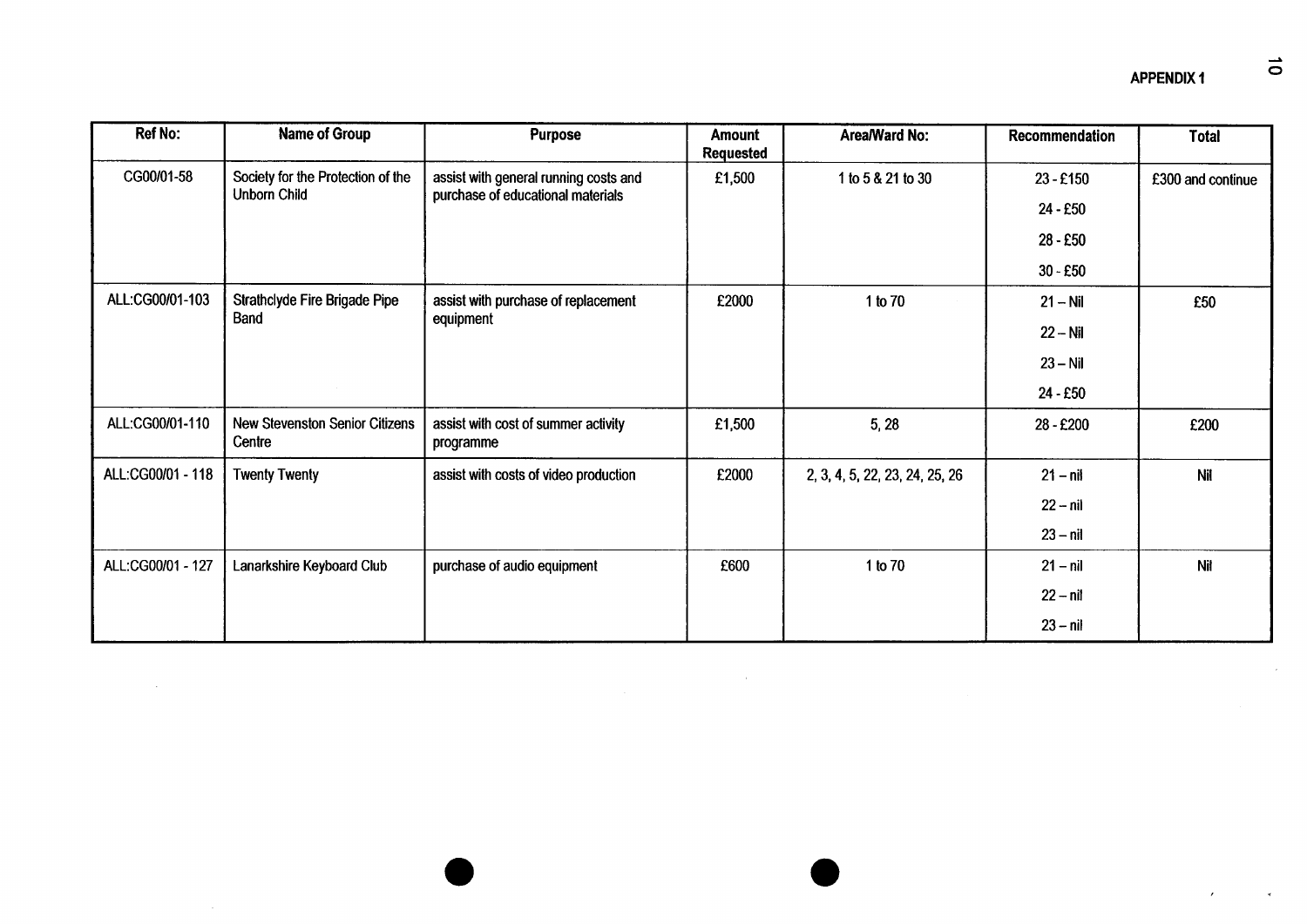**APPENDIX 1**

| Ref No: | Name of Group | Purpose | Amount Requested | Area/Ward No: | Recommendation | Total |
|---|---|---|---|---|---|---|
| CG00/01-58 | Society for the Protection of the Unborn Child | assist with general running costs and purchase of educational materials | £1,500 | 1 to 5 & 21 to 30 | 23 - £150<br>24 - £50<br>28 - £50<br>30 - £50 | £300 and continue |
| ALL:CG00/01-103 | Strathclyde Fire Brigade Pipe Band | assist with purchase of replacement equipment | £2000 | 1 to 70 | 21 – Nil<br>22 – Nil<br>23 – Nil<br>24 - £50 | £50 |
| ALL:CG00/01-110 | New Stevenston Senior Citizens Centre | assist with cost of summer activity programme | £1,500 | 5, 28 | 28 - £200 | £200 |
| ALL:CG00/01 - 118 | Twenty Twenty | assist with costs of video production | £2000 | 2, 3, 4, 5, 22, 23, 24, 25, 26 | 21 – nil<br>22 – nil<br>23 – nil | Nil |
| ALL:CG00/01 - 127 | Lanarkshire Keyboard Club | purchase of audio equipment | £600 | 1 to 70 | 21 – nil<br>22 – nil<br>23 – nil | Nil |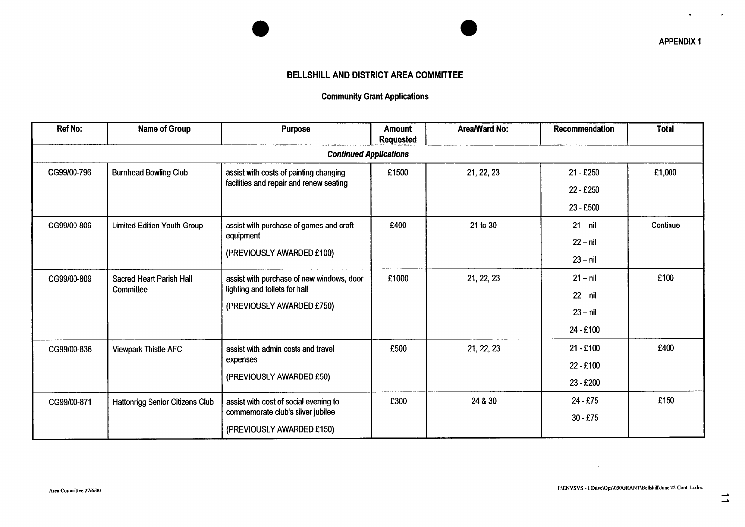APPENDIX 1

# BELLSHILL AND DISTRICT AREA COMMITTEE

## Community Grant Applications

| Ref No: | Name of Group | Purpose | Amount Requested | Area/Ward No: | Recommendation | Total |
|---|---|---|---|---|---|---|
| ***Continued Applications*** | | | | | | |
| CG99/00-796 | Burnhead Bowling Club | assist with costs of painting changing facilities and repair and renew seating | £1500 | 21, 22, 23 | 21 - £250<br>22 - £250<br>23 - £500 | £1,000 |
| CG99/00-806 | Limited Edition Youth Group | assist with purchase of games and craft equipment<br>(PREVIOUSLY AWARDED £100) | £400 | 21 to 30 | 21 – nil<br>22 – nil<br>23 – nil | Continue |
| CG99/00-809 | Sacred Heart Parish Hall Committee | assist with purchase of new windows, door lighting and toilets for hall<br>(PREVIOUSLY AWARDED £750) | £1000 | 21, 22, 23 | 21 – nil<br>22 – nil<br>23 – nil<br>24 - £100 | £100 |
| CG99/00-836 | Viewpark Thistle AFC | assist with admin costs and travel expenses<br>(PREVIOUSLY AWARDED £50) | £500 | 21, 22, 23 | 21 - £100<br>22 - £100<br>23 - £200 | £400 |
| CG99/00-871 | Hattonrigg Senior Citizens Club | assist with cost of social evening to commemorate club's silver jubilee<br>(PREVIOUSLY AWARDED £150) | £300 | 24 & 30 | 24 - £75<br>30 - £75 | £150 |

Area Committee 27/6/00

I:\ENVSVS - I Drive\Ops\030GRANT\Bellshill\June 22 Cont 1a.doc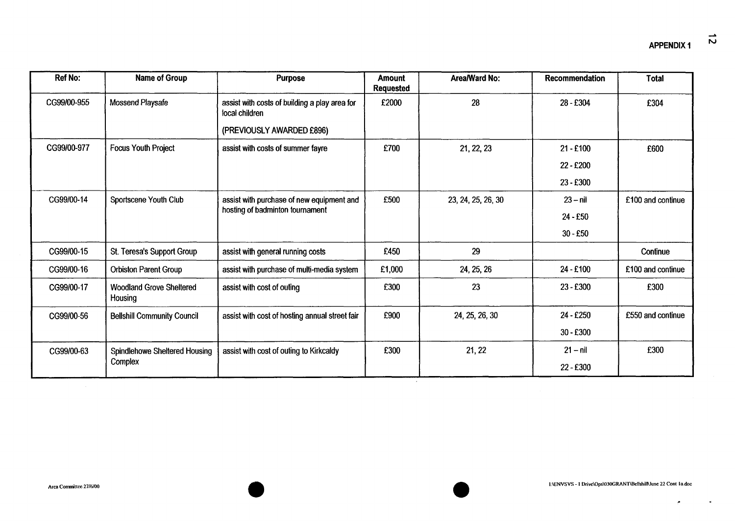**APPENDIX 1**

| Ref No: | Name of Group | Purpose | Amount Requested | Area/Ward No: | Recommendation | Total |
|---|---|---|---|---|---|---|
| CG99/00-955 | Mossend Playsafe | assist with costs of building a play area for local children<br>(PREVIOUSLY AWARDED £896) | £2000 | 28 | 28 - £304 | £304 |
| CG99/00-977 | Focus Youth Project | assist with costs of summer fayre | £700 | 21, 22, 23 | 21 - £100<br>22 - £200<br>23 - £300 | £600 |
| CG99/00-14 | Sportscene Youth Club | assist with purchase of new equipment and hosting of badminton tournament | £500 | 23, 24, 25, 26, 30 | 23 – nil<br>24 - £50<br>30 - £50 | £100 and continue |
| CG99/00-15 | St. Teresa's Support Group | assist with general running costs | £450 | 29 | | Continue |
| CG99/00-16 | Orbiston Parent Group | assist with purchase of multi-media system | £1,000 | 24, 25, 26 | 24 - £100 | £100 and continue |
| CG99/00-17 | Woodland Grove Sheltered Housing | assist with cost of outing | £300 | 23 | 23 - £300 | £300 |
| CG99/00-56 | Bellshill Community Council | assist with cost of hosting annual street fair | £900 | 24, 25, 26, 30 | 24 - £250<br>30 - £300 | £550 and continue |
| CG99/00-63 | Spindlehowe Sheltered Housing Complex | assist with cost of outing to Kirkcaldy | £300 | 21, 22 | 21 – nil<br>22 - £300 | £300 |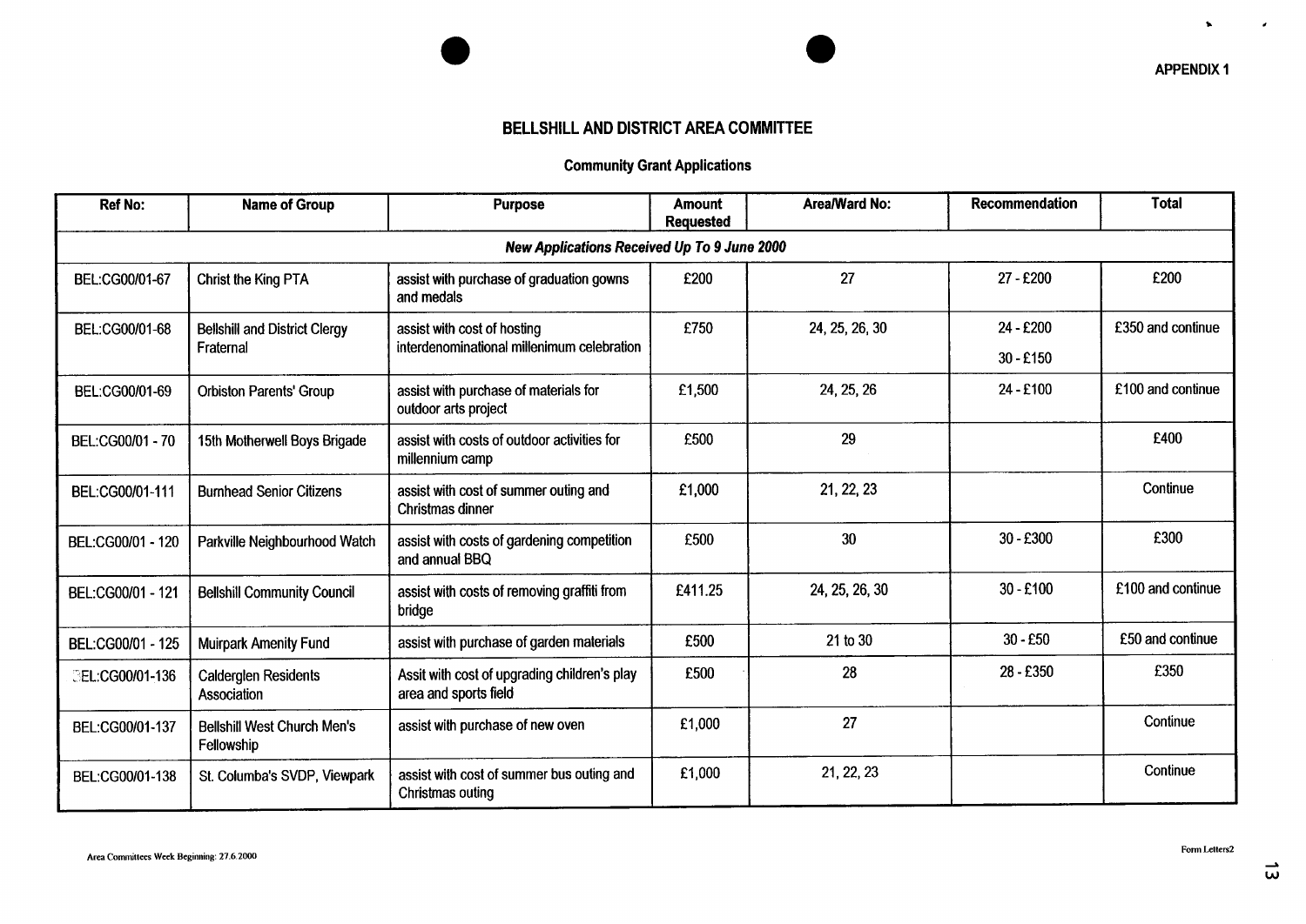**APPENDIX 1**

## BELLSHILL AND DISTRICT AREA COMMITTEE

### Community Grant Applications

| Ref No: | Name of Group | Purpose | Amount Requested | Area/Ward No: | Recommendation | Total |
|---|---|---|---|---|---|---|
| ***New Applications Received Up To 9 June 2000*** | | | | | | |
| BEL:CG00/01-67 | Christ the King PTA | assist with purchase of graduation gowns and medals | £200 | 27 | 27 - £200 | £200 |
| BEL:CG00/01-68 | Bellshill and District Clergy Fraternal | assist with cost of hosting interdenominational millenimum celebration | £750 | 24, 25, 26, 30 | 24 - £200<br>30 - £150 | £350 and continue |
| BEL:CG00/01-69 | Orbiston Parents' Group | assist with purchase of materials for outdoor arts project | £1,500 | 24, 25, 26 | 24 - £100 | £100 and continue |
| BEL:CG00/01 - 70 | 15th Motherwell Boys Brigade | assist with costs of outdoor activities for millennium camp | £500 | 29 | | £400 |
| BEL:CG00/01-111 | Burnhead Senior Citizens | assist with cost of summer outing and Christmas dinner | £1,000 | 21, 22, 23 | | Continue |
| BEL:CG00/01 - 120 | Parkville Neighbourhood Watch | assist with costs of gardening competition and annual BBQ | £500 | 30 | 30 - £300 | £300 |
| BEL:CG00/01 - 121 | Bellshill Community Council | assist with costs of removing graffiti from bridge | £411.25 | 24, 25, 26, 30 | 30 - £100 | £100 and continue |
| BEL:CG00/01 - 125 | Muirpark Amenity Fund | assist with purchase of garden materials | £500 | 21 to 30 | 30 - £50 | £50 and continue |
| BEL:CG00/01-136 | Calderglen Residents Association | Assit with cost of upgrading children's play area and sports field | £500 | 28 | 28 - £350 | £350 |
| BEL:CG00/01-137 | Bellshill West Church Men's Fellowship | assist with purchase of new oven | £1,000 | 27 | | Continue |
| BEL:CG00/01-138 | St. Columba's SVDP, Viewpark | assist with cost of summer bus outing and Christmas outing | £1,000 | 21, 22, 23 | | Continue |

Area Committees Week Beginning: 27.6.2000

Form Letters2